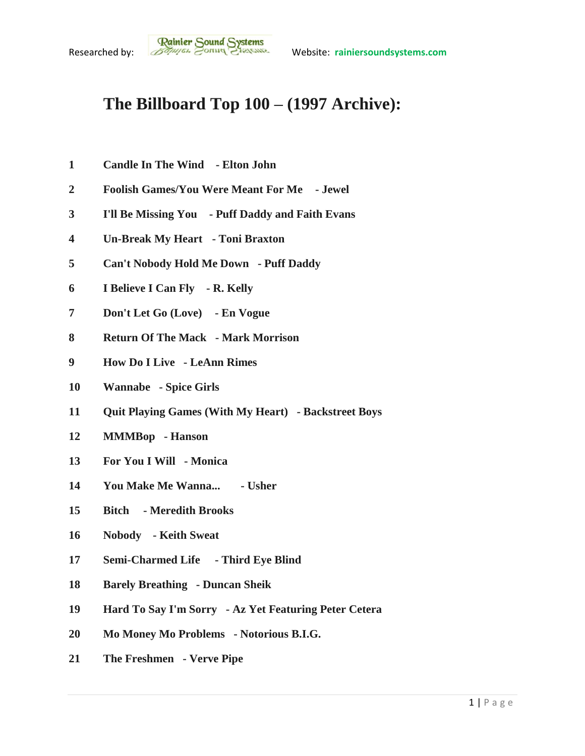Researched by: Rainier Sound Systems Website: **rainiersoundsystems.com**

# The Billboard Top 100 – (1997 Archive):

**1** **Candle In The Wind - Elton John**

**2** **Foolish Games/You Were Meant For Me - Jewel**

**3** **I'll Be Missing You - Puff Daddy and Faith Evans**

**4** **Un-Break My Heart - Toni Braxton**

**5** **Can't Nobody Hold Me Down - Puff Daddy**

**6** **I Believe I Can Fly - R. Kelly**

**7** **Don't Let Go (Love) - En Vogue**

**8** **Return Of The Mack - Mark Morrison**

**9** **How Do I Live - LeAnn Rimes**

**10** **Wannabe - Spice Girls**

**11** **Quit Playing Games (With My Heart) - Backstreet Boys**

**12** **MMMBop - Hanson**

**13** **For You I Will - Monica**

**14** **You Make Me Wanna... - Usher**

**15** **Bitch - Meredith Brooks**

**16** **Nobody - Keith Sweat**

**17** **Semi-Charmed Life - Third Eye Blind**

**18** **Barely Breathing - Duncan Sheik**

**19** **Hard To Say I'm Sorry - Az Yet Featuring Peter Cetera**

**20** **Mo Money Mo Problems - Notorious B.I.G.**

**21** **The Freshmen - Verve Pipe**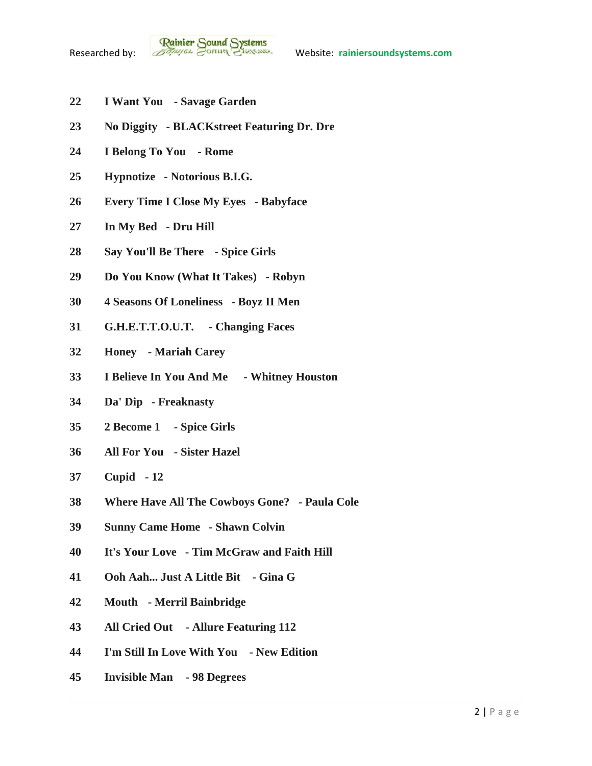**22 I Want You - Savage Garden**

**23 No Diggity - BLACKstreet Featuring Dr. Dre**

**24 I Belong To You - Rome**

**25 Hypnotize - Notorious B.I.G.**

**26 Every Time I Close My Eyes - Babyface**

**27 In My Bed - Dru Hill**

**28 Say You'll Be There - Spice Girls**

**29 Do You Know (What It Takes) - Robyn**

**30 4 Seasons Of Loneliness - Boyz II Men**

**31 G.H.E.T.T.O.U.T. - Changing Faces**

**32 Honey - Mariah Carey**

**33 I Believe In You And Me - Whitney Houston**

**34 Da' Dip - Freaknasty**

**35 2 Become 1 - Spice Girls**

**36 All For You - Sister Hazel**

**37 Cupid - 12**

**38 Where Have All The Cowboys Gone? - Paula Cole**

**39 Sunny Came Home - Shawn Colvin**

**40 It's Your Love - Tim McGraw and Faith Hill**

**41 Ooh Aah... Just A Little Bit - Gina G**

**42 Mouth - Merril Bainbridge**

**43 All Cried Out - Allure Featuring 112**

**44 I'm Still In Love With You - New Edition**

**45 Invisible Man - 98 Degrees**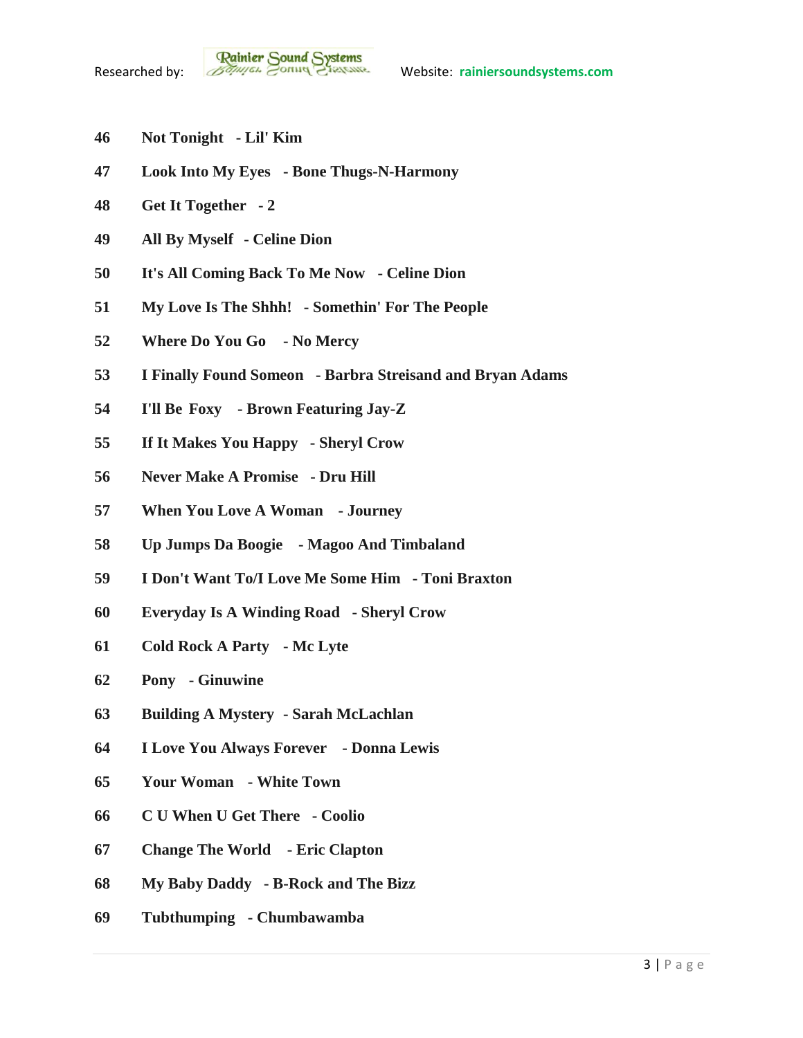46 **Not Tonight - Lil' Kim**

47 **Look Into My Eyes - Bone Thugs-N-Harmony**

48 **Get It Together - 2**

49 **All By Myself - Celine Dion**

50 **It's All Coming Back To Me Now - Celine Dion**

51 **My Love Is The Shhh! - Somethin' For The People**

52 **Where Do You Go - No Mercy**

53 **I Finally Found Someon - Barbra Streisand and Bryan Adams**

54 **I'll Be Foxy - Brown Featuring Jay-Z**

55 **If It Makes You Happy - Sheryl Crow**

56 **Never Make A Promise - Dru Hill**

57 **When You Love A Woman - Journey**

58 **Up Jumps Da Boogie - Magoo And Timbaland**

59 **I Don't Want To/I Love Me Some Him - Toni Braxton**

60 **Everyday Is A Winding Road - Sheryl Crow**

61 **Cold Rock A Party - Mc Lyte**

62 **Pony - Ginuwine**

63 **Building A Mystery - Sarah McLachlan**

64 **I Love You Always Forever - Donna Lewis**

65 **Your Woman - White Town**

66 **C U When U Get There - Coolio**

67 **Change The World - Eric Clapton**

68 **My Baby Daddy - B-Rock and The Bizz**

69 **Tubthumping - Chumbawamba**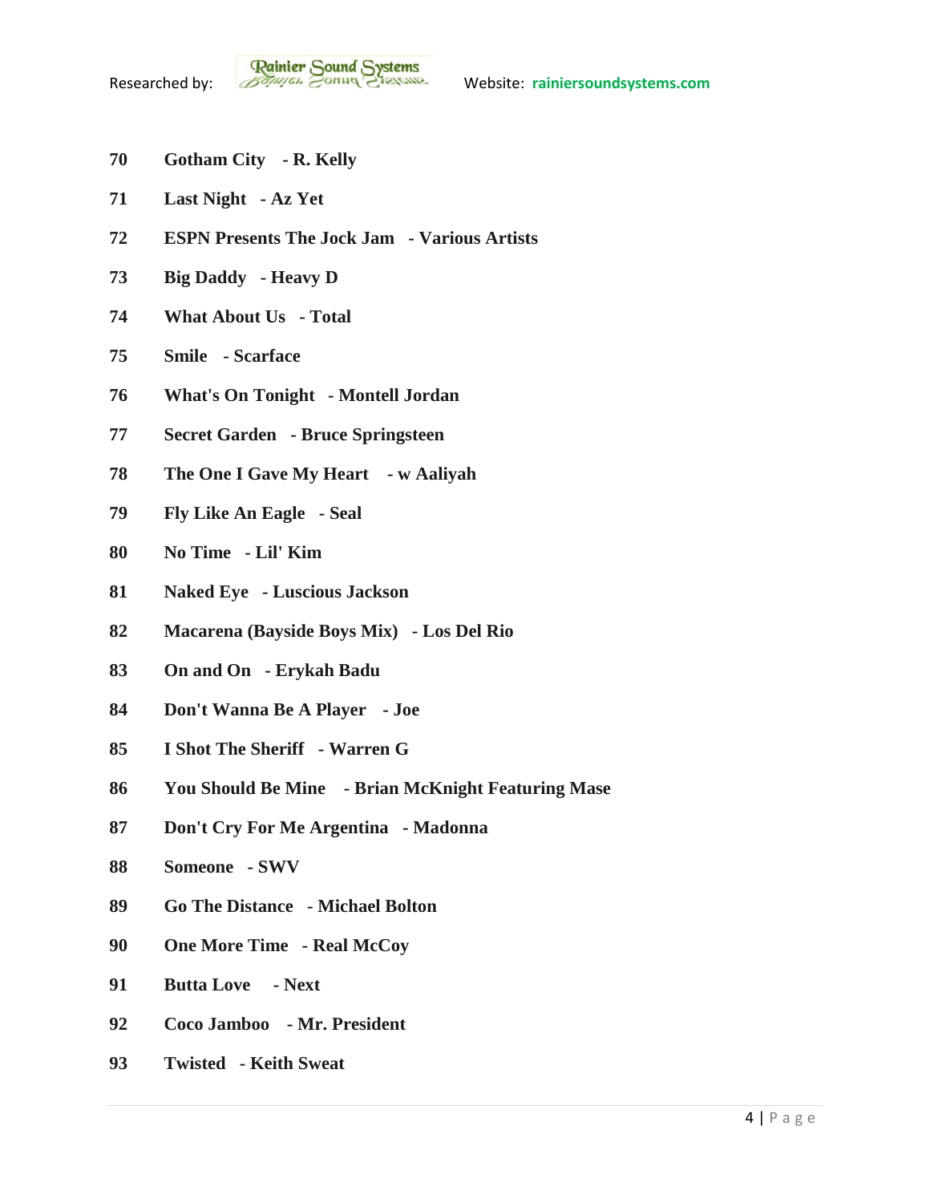**70 Gotham City - R. Kelly**

**71 Last Night - Az Yet**

**72 ESPN Presents The Jock Jam - Various Artists**

**73 Big Daddy - Heavy D**

**74 What About Us - Total**

**75 Smile - Scarface**

**76 What's On Tonight - Montell Jordan**

**77 Secret Garden - Bruce Springsteen**

**78 The One I Gave My Heart - w Aaliyah**

**79 Fly Like An Eagle - Seal**

**80 No Time - Lil' Kim**

**81 Naked Eye - Luscious Jackson**

**82 Macarena (Bayside Boys Mix) - Los Del Rio**

**83 On and On - Erykah Badu**

**84 Don't Wanna Be A Player - Joe**

**85 I Shot The Sheriff - Warren G**

**86 You Should Be Mine - Brian McKnight Featuring Mase**

**87 Don't Cry For Me Argentina - Madonna**

**88 Someone - SWV**

**89 Go The Distance - Michael Bolton**

**90 One More Time - Real McCoy**

**91 Butta Love - Next**

**92 Coco Jamboo - Mr. President**

**93 Twisted - Keith Sweat**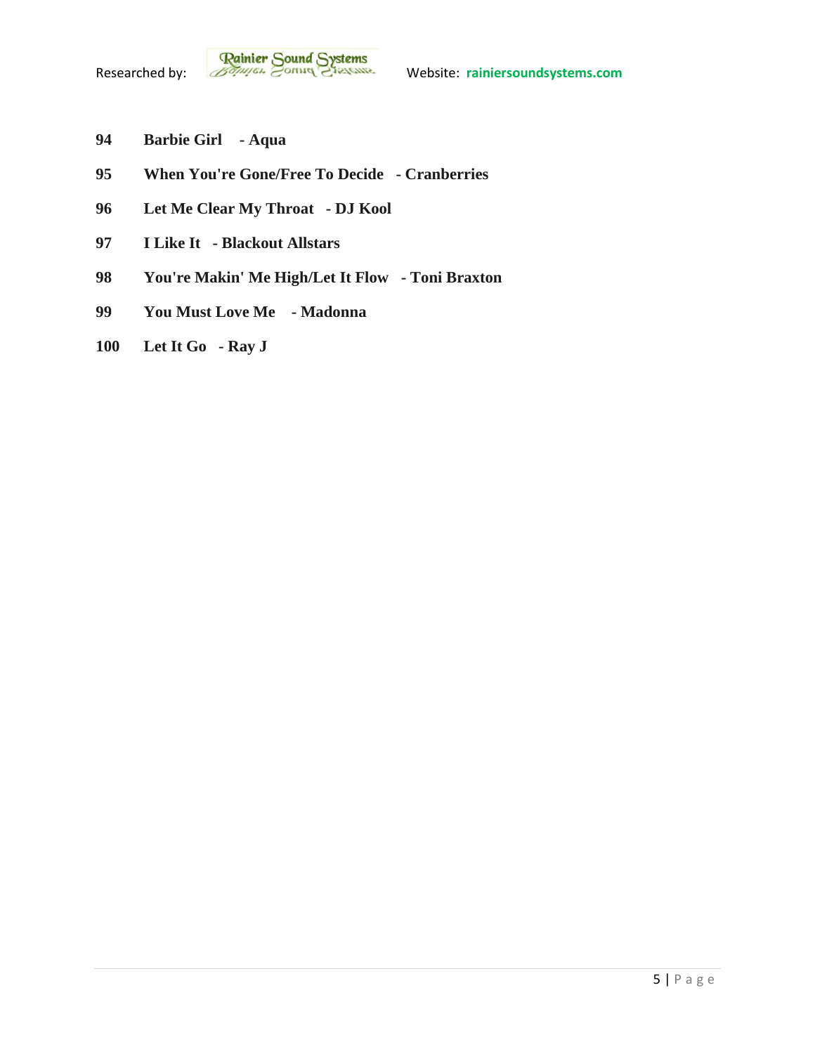**94 Barbie Girl - Aqua**

**95 When You're Gone/Free To Decide - Cranberries**

**96 Let Me Clear My Throat - DJ Kool**

**97 I Like It - Blackout Allstars**

**98 You're Makin' Me High/Let It Flow - Toni Braxton**

**99 You Must Love Me - Madonna**

**100 Let It Go - Ray J**